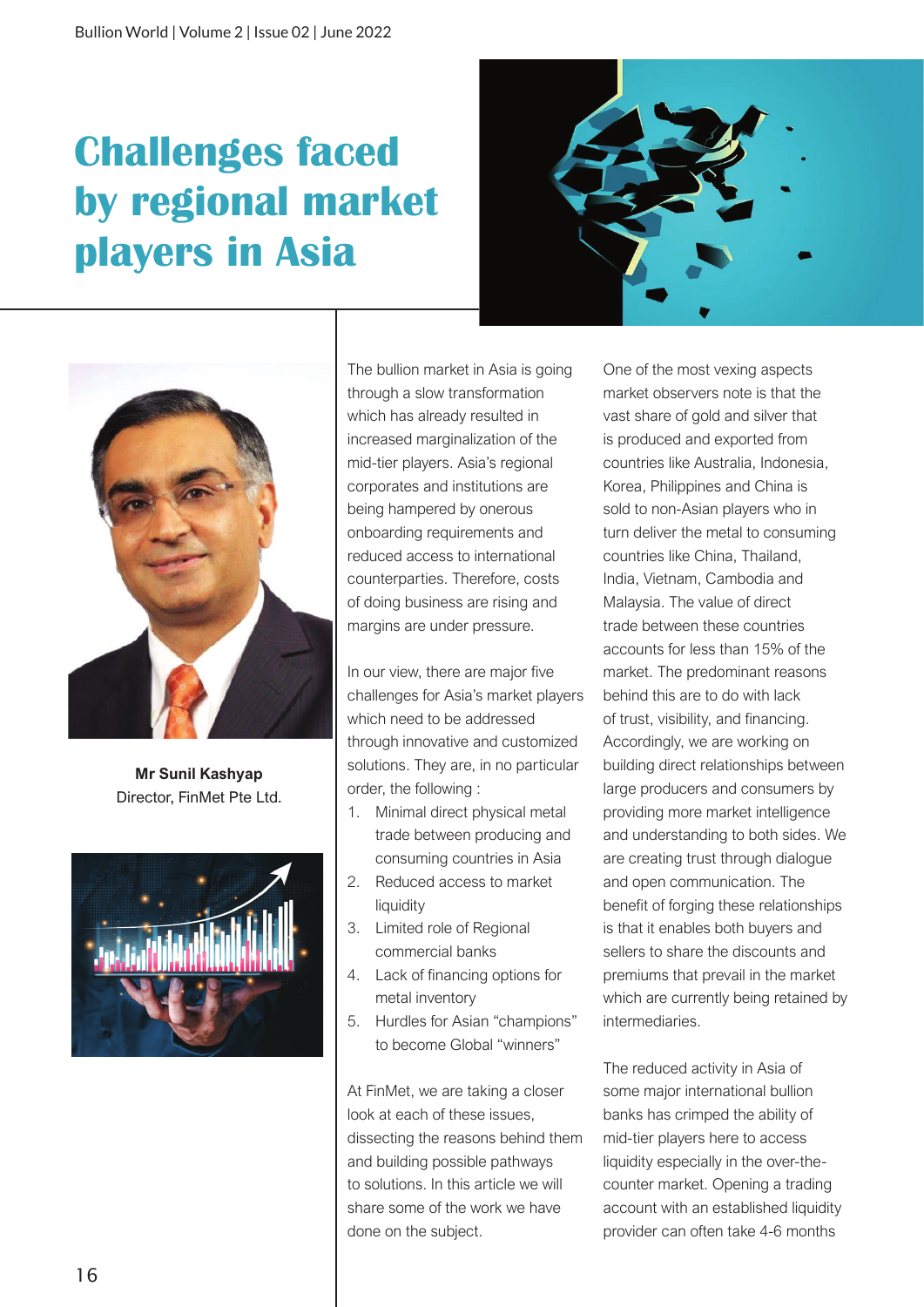# Challenges faced by regional market players in Asia

**Mr Sunil Kashyap**
Director, FinMet Pte Ltd.

The bullion market in Asia is going through a slow transformation which has already resulted in increased marginalization of the mid-tier players. Asia's regional corporates and institutions are being hampered by onerous onboarding requirements and reduced access to international counterparties. Therefore, costs of doing business are rising and margins are under pressure.

In our view, there are major five challenges for Asia's market players which need to be addressed through innovative and customized solutions. They are, in no particular order, the following :

1. Minimal direct physical metal trade between producing and consuming countries in Asia
2. Reduced access to market liquidity
3. Limited role of Regional commercial banks
4. Lack of financing options for metal inventory
5. Hurdles for Asian "champions" to become Global "winners"

At FinMet, we are taking a closer look at each of these issues, dissecting the reasons behind them and building possible pathways to solutions. In this article we will share some of the work we have done on the subject.

One of the most vexing aspects market observers note is that the vast share of gold and silver that is produced and exported from countries like Australia, Indonesia, Korea, Philippines and China is sold to non-Asian players who in turn deliver the metal to consuming countries like China, Thailand, India, Vietnam, Cambodia and Malaysia. The value of direct trade between these countries accounts for less than 15% of the market. The predominant reasons behind this are to do with lack of trust, visibility, and financing. Accordingly, we are working on building direct relationships between large producers and consumers by providing more market intelligence and understanding to both sides. We are creating trust through dialogue and open communication. The benefit of forging these relationships is that it enables both buyers and sellers to share the discounts and premiums that prevail in the market which are currently being retained by intermediaries.

The reduced activity in Asia of some major international bullion banks has crimped the ability of mid-tier players here to access liquidity especially in the over-the-counter market. Opening a trading account with an established liquidity provider can often take 4-6 months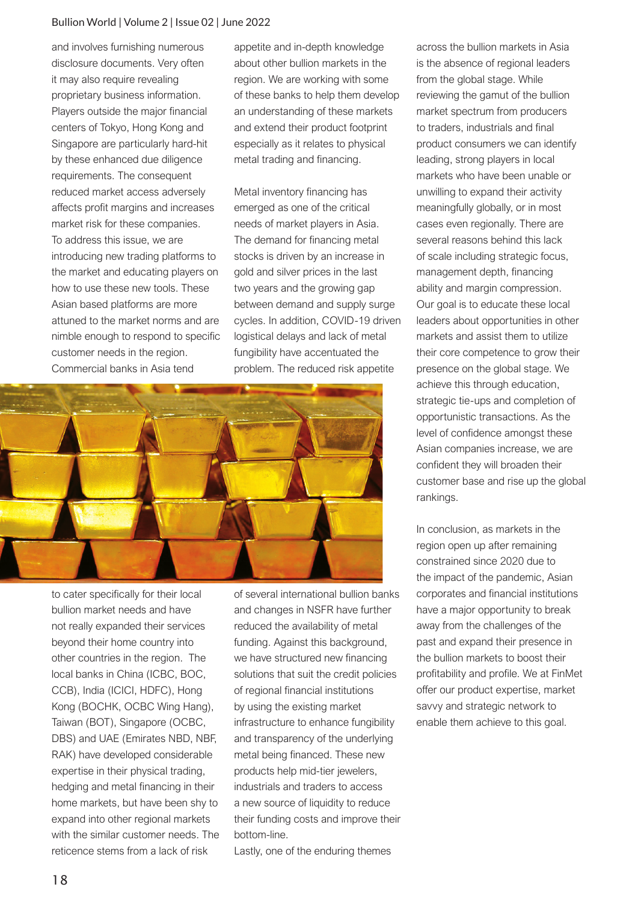and involves furnishing numerous disclosure documents. Very often it may also require revealing proprietary business information. Players outside the major financial centers of Tokyo, Hong Kong and Singapore are particularly hard-hit by these enhanced due diligence requirements. The consequent reduced market access adversely affects profit margins and increases market risk for these companies. To address this issue, we are introducing new trading platforms to the market and educating players on how to use these new tools. These Asian based platforms are more attuned to the market norms and are nimble enough to respond to specific customer needs in the region. Commercial banks in Asia tend to cater specifically for their local bullion market needs and have not really expanded their services beyond their home country into other countries in the region. The local banks in China (ICBC, BOC, CCB), India (ICICI, HDFC), Hong Kong (BOCHK, OCBC Wing Hang), Taiwan (BOT), Singapore (OCBC, DBS) and UAE (Emirates NBD, NBF, RAK) have developed considerable expertise in their physical trading, hedging and metal financing in their home markets, but have been shy to expand into other regional markets with the similar customer needs. The reticence stems from a lack of risk appetite and in-depth knowledge about other bullion markets in the region. We are working with some of these banks to help them develop an understanding of these markets and extend their product footprint especially as it relates to physical metal trading and financing.

Metal inventory financing has emerged as one of the critical needs of market players in Asia. The demand for financing metal stocks is driven by an increase in gold and silver prices in the last two years and the growing gap between demand and supply surge cycles. In addition, COVID-19 driven logistical delays and lack of metal fungibility have accentuated the problem. The reduced risk appetite of several international bullion banks and changes in NSFR have further reduced the availability of metal funding. Against this background, we have structured new financing solutions that suit the credit policies of regional financial institutions by using the existing market infrastructure to enhance fungibility and transparency of the underlying metal being financed. These new products help mid-tier jewelers, industrials and traders to access a new source of liquidity to reduce their funding costs and improve their bottom-line.

Lastly, one of the enduring themes across the bullion markets in Asia is the absence of regional leaders from the global stage. While reviewing the gamut of the bullion market spectrum from producers to traders, industrials and final product consumers we can identify leading, strong players in local markets who have been unable or unwilling to expand their activity meaningfully globally, or in most cases even regionally. There are several reasons behind this lack of scale including strategic focus, management depth, financing ability and margin compression. Our goal is to educate these local leaders about opportunities in other markets and assist them to utilize their core competence to grow their presence on the global stage. We achieve this through education, strategic tie-ups and completion of opportunistic transactions. As the level of confidence amongst these Asian companies increase, we are confident they will broaden their customer base and rise up the global rankings.

In conclusion, as markets in the region open up after remaining constrained since 2020 due to the impact of the pandemic, Asian corporates and financial institutions have a major opportunity to break away from the challenges of the past and expand their presence in the bullion markets to boost their profitability and profile. We at FinMet offer our product expertise, market savvy and strategic network to enable them achieve to this goal.